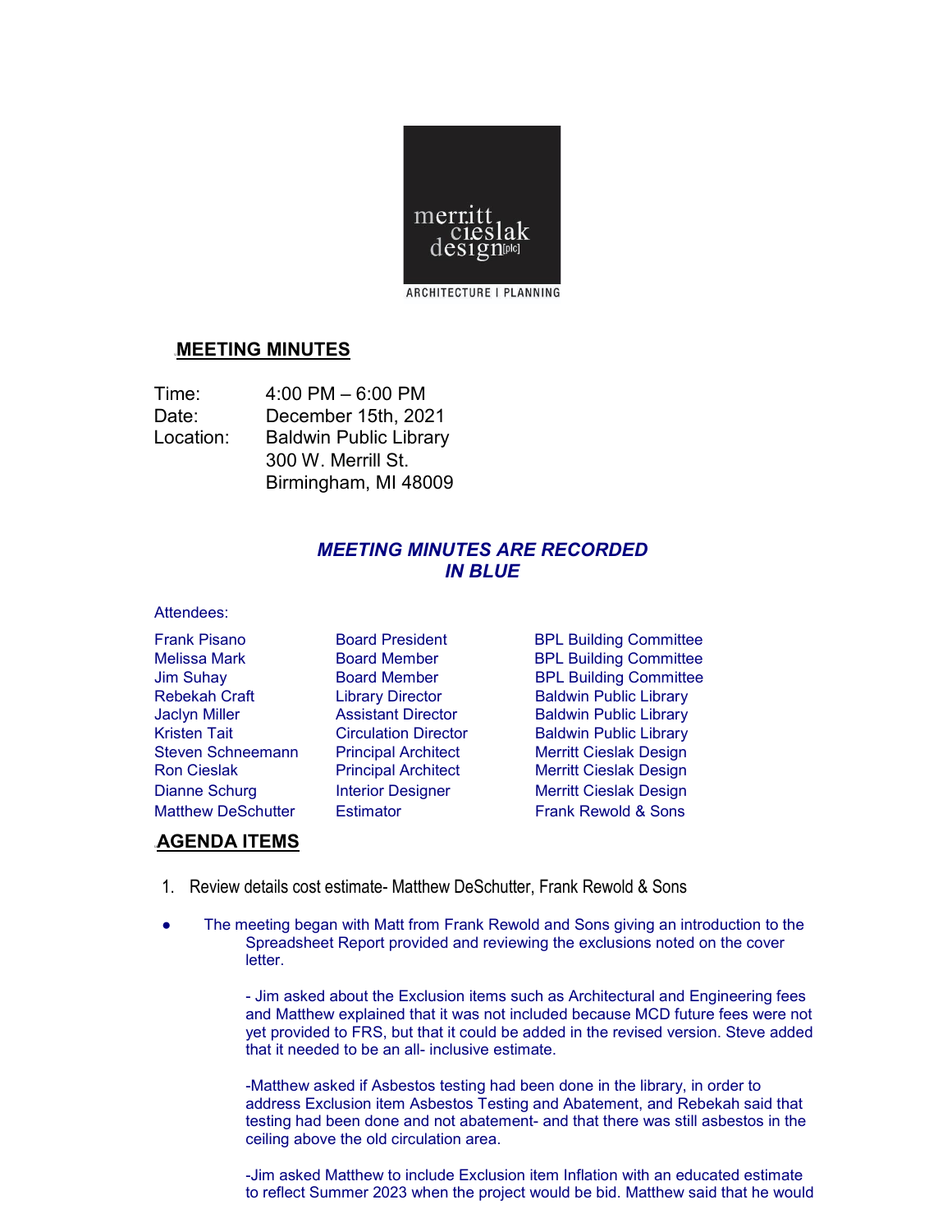merritt cieslak design[plc]

ARCHITECTURE | PLANNING

## MEETING MINUTES

Time: 4:00 PM – 6:00 PM
Date: December 15th, 2021
Location: Baldwin Public Library
300 W. Merrill St.
Birmingham, MI 48009

***MEETING MINUTES ARE RECORDED IN BLUE***

Attendees:

| | | |
|---|---|---|
| Frank Pisano | Board President | BPL Building Committee |
| Melissa Mark | Board Member | BPL Building Committee |
| Jim Suhay | Board Member | BPL Building Committee |
| Rebekah Craft | Library Director | Baldwin Public Library |
| Jaclyn Miller | Assistant Director | Baldwin Public Library |
| Kristen Tait | Circulation Director | Baldwin Public Library |
| Steven Schneemann | Principal Architect | Merritt Cieslak Design |
| Ron Cieslak | Principal Architect | Merritt Cieslak Design |
| Dianne Schurg | Interior Designer | Merritt Cieslak Design |
| Matthew DeSchutter | Estimator | Frank Rewold & Sons |

## AGENDA ITEMS

1. Review details cost estimate- Matthew DeSchutter, Frank Rewold & Sons

- The meeting began with Matt from Frank Rewold and Sons giving an introduction to the Spreadsheet Report provided and reviewing the exclusions noted on the cover letter.

  - Jim asked about the Exclusion items such as Architectural and Engineering fees and Matthew explained that it was not included because MCD future fees were not yet provided to FRS, but that it could be added in the revised version. Steve added that it needed to be an all- inclusive estimate.

  -Matthew asked if Asbestos testing had been done in the library, in order to address Exclusion item Asbestos Testing and Abatement, and Rebekah said that testing had been done and not abatement- and that there was still asbestos in the ceiling above the old circulation area.

  -Jim asked Matthew to include Exclusion item Inflation with an educated estimate to reflect Summer 2023 when the project would be bid. Matthew said that he would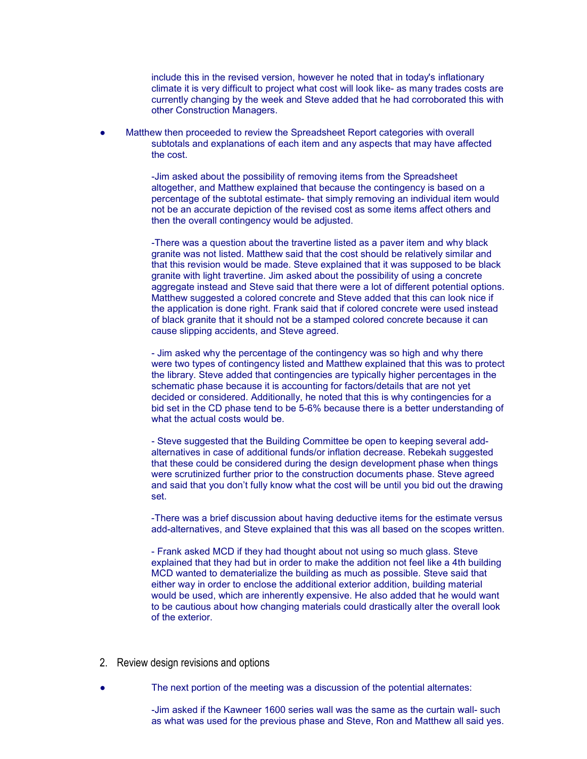include this in the revised version, however he noted that in today's inflationary climate it is very difficult to project what cost will look like- as many trades costs are currently changing by the week and Steve added that he had corroborated this with other Construction Managers.

- Matthew then proceeded to review the Spreadsheet Report categories with overall subtotals and explanations of each item and any aspects that may have affected the cost.

  -Jim asked about the possibility of removing items from the Spreadsheet altogether, and Matthew explained that because the contingency is based on a percentage of the subtotal estimate- that simply removing an individual item would not be an accurate depiction of the revised cost as some items affect others and then the overall contingency would be adjusted.

  -There was a question about the travertine listed as a paver item and why black granite was not listed. Matthew said that the cost should be relatively similar and that this revision would be made. Steve explained that it was supposed to be black granite with light travertine. Jim asked about the possibility of using a concrete aggregate instead and Steve said that there were a lot of different potential options. Matthew suggested a colored concrete and Steve added that this can look nice if the application is done right. Frank said that if colored concrete were used instead of black granite that it should not be a stamped colored concrete because it can cause slipping accidents, and Steve agreed.

  - Jim asked why the percentage of the contingency was so high and why there were two types of contingency listed and Matthew explained that this was to protect the library. Steve added that contingencies are typically higher percentages in the schematic phase because it is accounting for factors/details that are not yet decided or considered. Additionally, he noted that this is why contingencies for a bid set in the CD phase tend to be 5-6% because there is a better understanding of what the actual costs would be.

  - Steve suggested that the Building Committee be open to keeping several add-alternatives in case of additional funds/or inflation decrease. Rebekah suggested that these could be considered during the design development phase when things were scrutinized further prior to the construction documents phase. Steve agreed and said that you don't fully know what the cost will be until you bid out the drawing set.

  -There was a brief discussion about having deductive items for the estimate versus add-alternatives, and Steve explained that this was all based on the scopes written.

  - Frank asked MCD if they had thought about not using so much glass. Steve explained that they had but in order to make the addition not feel like a 4th building MCD wanted to dematerialize the building as much as possible. Steve said that either way in order to enclose the additional exterior addition, building material would be used, which are inherently expensive. He also added that he would want to be cautious about how changing materials could drastically alter the overall look of the exterior.

2. Review design revisions and options

- The next portion of the meeting was a discussion of the potential alternates:

  -Jim asked if the Kawneer 1600 series wall was the same as the curtain wall- such as what was used for the previous phase and Steve, Ron and Matthew all said yes.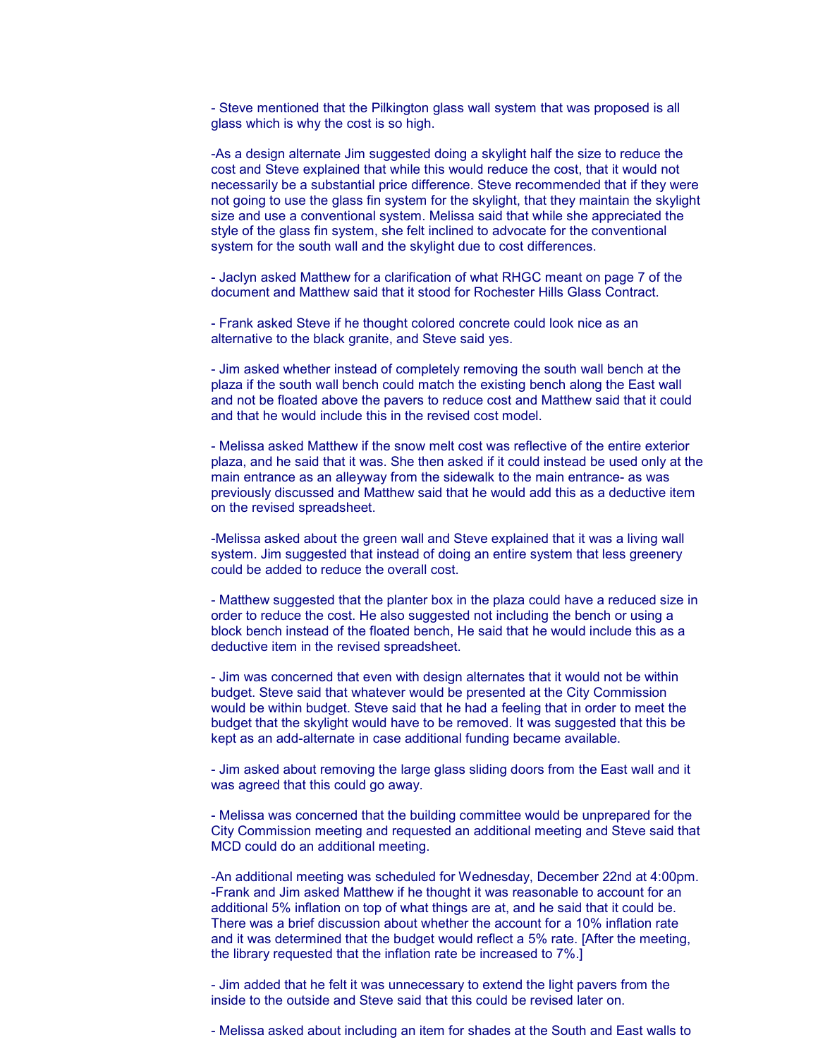- Steve mentioned that the Pilkington glass wall system that was proposed is all glass which is why the cost is so high.

-As a design alternate Jim suggested doing a skylight half the size to reduce the cost and Steve explained that while this would reduce the cost, that it would not necessarily be a substantial price difference. Steve recommended that if they were not going to use the glass fin system for the skylight, that they maintain the skylight size and use a conventional system. Melissa said that while she appreciated the style of the glass fin system, she felt inclined to advocate for the conventional system for the south wall and the skylight due to cost differences.

- Jaclyn asked Matthew for a clarification of what RHGC meant on page 7 of the document and Matthew said that it stood for Rochester Hills Glass Contract.

- Frank asked Steve if he thought colored concrete could look nice as an alternative to the black granite, and Steve said yes.

- Jim asked whether instead of completely removing the south wall bench at the plaza if the south wall bench could match the existing bench along the East wall and not be floated above the pavers to reduce cost and Matthew said that it could and that he would include this in the revised cost model.

- Melissa asked Matthew if the snow melt cost was reflective of the entire exterior plaza, and he said that it was. She then asked if it could instead be used only at the main entrance as an alleyway from the sidewalk to the main entrance- as was previously discussed and Matthew said that he would add this as a deductive item on the revised spreadsheet.

-Melissa asked about the green wall and Steve explained that it was a living wall system. Jim suggested that instead of doing an entire system that less greenery could be added to reduce the overall cost.

- Matthew suggested that the planter box in the plaza could have a reduced size in order to reduce the cost. He also suggested not including the bench or using a block bench instead of the floated bench, He said that he would include this as a deductive item in the revised spreadsheet.

- Jim was concerned that even with design alternates that it would not be within budget. Steve said that whatever would be presented at the City Commission would be within budget. Steve said that he had a feeling that in order to meet the budget that the skylight would have to be removed. It was suggested that this be kept as an add-alternate in case additional funding became available.

- Jim asked about removing the large glass sliding doors from the East wall and it was agreed that this could go away.

- Melissa was concerned that the building committee would be unprepared for the City Commission meeting and requested an additional meeting and Steve said that MCD could do an additional meeting.

-An additional meeting was scheduled for Wednesday, December 22nd at 4:00pm.
-Frank and Jim asked Matthew if he thought it was reasonable to account for an additional 5% inflation on top of what things are at, and he said that it could be. There was a brief discussion about whether the account for a 10% inflation rate and it was determined that the budget would reflect a 5% rate. [After the meeting, the library requested that the inflation rate be increased to 7%.]

- Jim added that he felt it was unnecessary to extend the light pavers from the inside to the outside and Steve said that this could be revised later on.

- Melissa asked about including an item for shades at the South and East walls to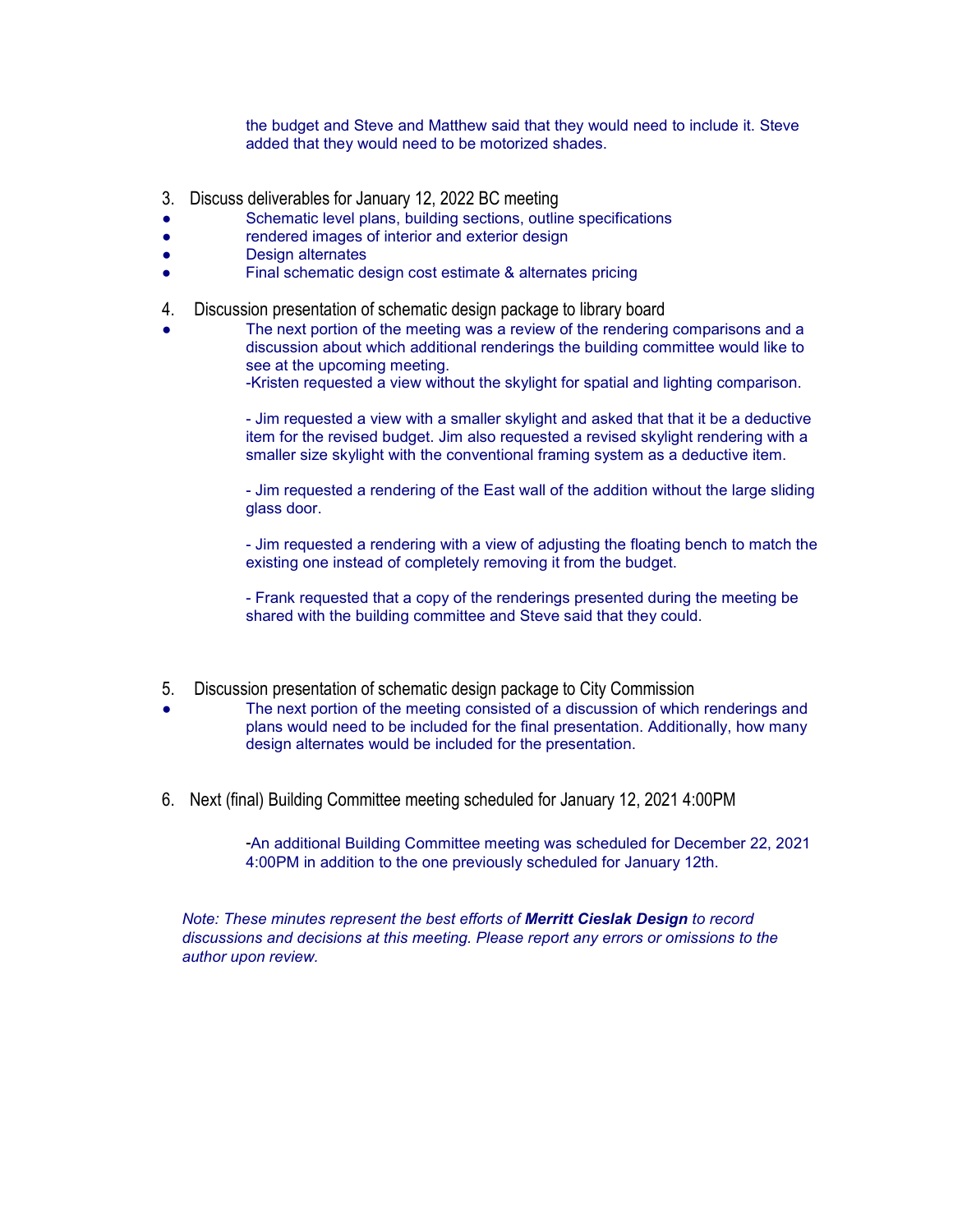the budget and Steve and Matthew said that they would need to include it. Steve added that they would need to be motorized shades.

3. Discuss deliverables for January 12, 2022 BC meeting
- Schematic level plans, building sections, outline specifications
- rendered images of interior and exterior design
- Design alternates
- Final schematic design cost estimate & alternates pricing

4. Discussion presentation of schematic design package to library board
- The next portion of the meeting was a review of the rendering comparisons and a discussion about which additional renderings the building committee would like to see at the upcoming meeting.
  -Kristen requested a view without the skylight for spatial and lighting comparison.

  - Jim requested a view with a smaller skylight and asked that that it be a deductive item for the revised budget. Jim also requested a revised skylight rendering with a smaller size skylight with the conventional framing system as a deductive item.

  - Jim requested a rendering of the East wall of the addition without the large sliding glass door.

  - Jim requested a rendering with a view of adjusting the floating bench to match the existing one instead of completely removing it from the budget.

  - Frank requested that a copy of the renderings presented during the meeting be shared with the building committee and Steve said that they could.

5. Discussion presentation of schematic design package to City Commission
- The next portion of the meeting consisted of a discussion of which renderings and plans would need to be included for the final presentation. Additionally, how many design alternates would be included for the presentation.

6. Next (final) Building Committee meeting scheduled for January 12, 2021 4:00PM

   -An additional Building Committee meeting was scheduled for December 22, 2021 4:00PM in addition to the one previously scheduled for January 12th.

*Note: These minutes represent the best efforts of **Merritt Cieslak Design** to record discussions and decisions at this meeting. Please report any errors or omissions to the author upon review.*